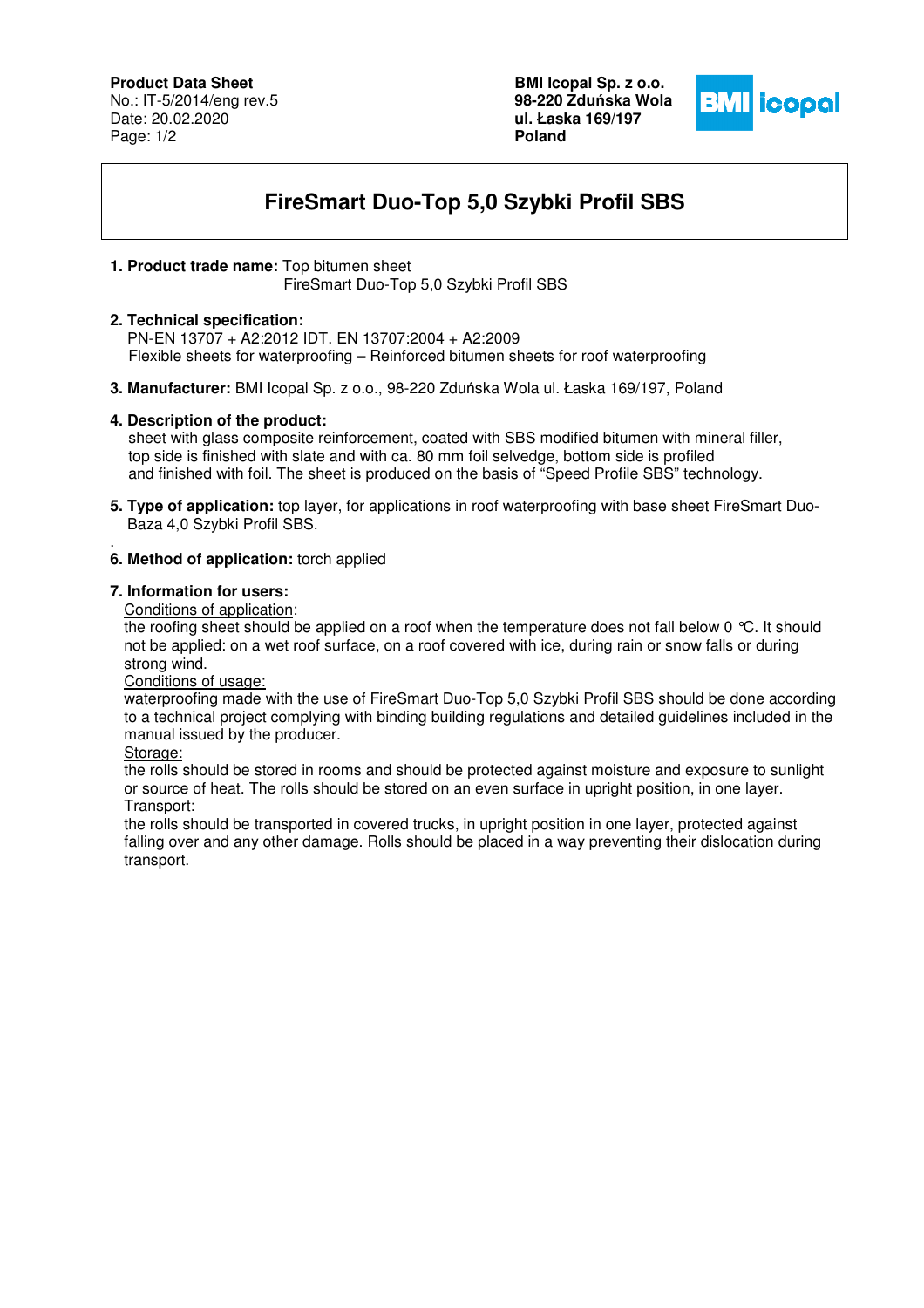**Product Data Sheet**
No.: IT-5/2014/eng rev.5
Date: 20.02.2020

**BMI Icopal Sp. z o.o.**
**98-220 Zduńska Wola**
**ul. Łaska 169/197**
**Poland**

# FireSmart Duo-Top 5,0 Szybki Profil SBS

**1. Product trade name:** Top bitumen sheet
FireSmart Duo-Top 5,0 Szybki Profil SBS

**2. Technical specification:**
PN-EN 13707 + A2:2012 IDT. EN 13707:2004 + A2:2009
Flexible sheets for waterproofing – Reinforced bitumen sheets for roof waterproofing

**3. Manufacturer:** BMI Icopal Sp. z o.o., 98-220 Zduńska Wola ul. Łaska 169/197, Poland

**4. Description of the product:**
sheet with glass composite reinforcement, coated with SBS modified bitumen with mineral filler, top side is finished with slate and with ca. 80 mm foil selvedge, bottom side is profiled and finished with foil. The sheet is produced on the basis of "Speed Profile SBS" technology.

**5. Type of application:** top layer, for applications in roof waterproofing with base sheet FireSmart Duo-Baza 4,0 Szybki Profil SBS.

**6. Method of application:** torch applied

**7. Information for users:**

Conditions of application:
the roofing sheet should be applied on a roof when the temperature does not fall below 0 °C. It should not be applied: on a wet roof surface, on a roof covered with ice, during rain or snow falls or during strong wind.

Conditions of usage:
waterproofing made with the use of FireSmart Duo-Top 5,0 Szybki Profil SBS should be done according to a technical project complying with binding building regulations and detailed guidelines included in the manual issued by the producer.

Storage:
the rolls should be stored in rooms and should be protected against moisture and exposure to sunlight or source of heat. The rolls should be stored on an even surface in upright position, in one layer.

Transport:
the rolls should be transported in covered trucks, in upright position in one layer, protected against falling over and any other damage. Rolls should be placed in a way preventing their dislocation during transport.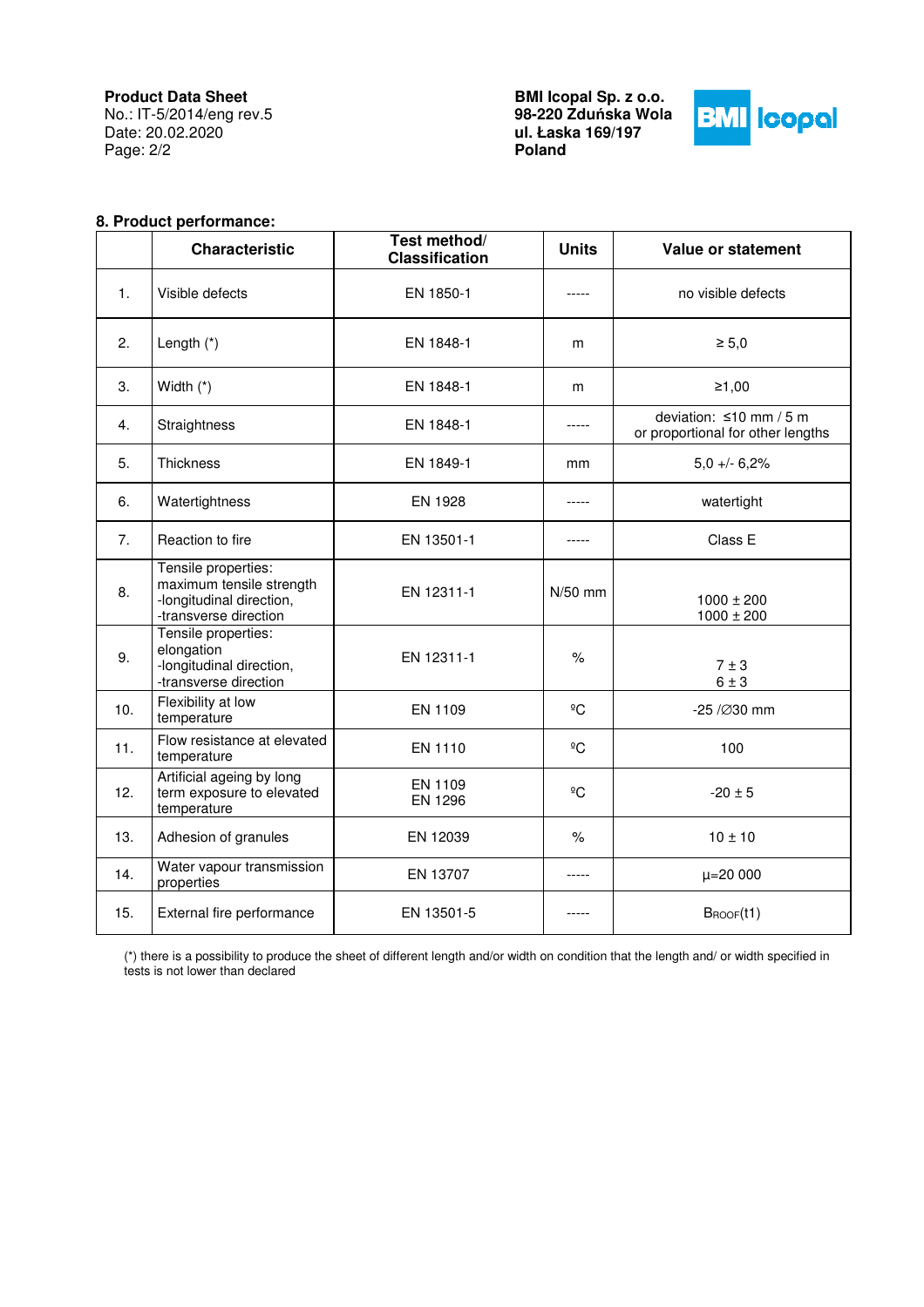**Product Data Sheet**
No.: IT-5/2014/eng rev.5
Date: 20.02.2020
Page: 2/2

**BMI Icopal Sp. z o.o.**
**98-220 Zduńska Wola**
**ul. Łaska 169/197**
**Poland**

## 8. Product performance:

| | Characteristic | Test method/ Classification | Units | Value or statement |
|---|---|---|---|---|
| 1. | Visible defects | EN 1850-1 | ----- | no visible defects |
| 2. | Length (*) | EN 1848-1 | m | ≥ 5,0 |
| 3. | Width (*) | EN 1848-1 | m | ≥1,00 |
| 4. | Straightness | EN 1848-1 | ----- | deviation: ≤10 mm / 5 m or proportional for other lengths |
| 5. | Thickness | EN 1849-1 | mm | 5,0 +/- 6,2% |
| 6. | Watertightness | EN 1928 | ----- | watertight |
| 7. | Reaction to fire | EN 13501-1 | ----- | Class E |
| 8. | Tensile properties: maximum tensile strength -longitudinal direction, -transverse direction | EN 12311-1 | N/50 mm | 1000 ± 200<br>1000 ± 200 |
| 9. | Tensile properties: elongation -longitudinal direction, -transverse direction | EN 12311-1 | % | 7 ± 3<br>6 ± 3 |
| 10. | Flexibility at low temperature | EN 1109 | ºC | -25 /∅30 mm |
| 11. | Flow resistance at elevated temperature | EN 1110 | ºC | 100 |
| 12. | Artificial ageing by long term exposure to elevated temperature | EN 1109<br>EN 1296 | ºC | -20 ± 5 |
| 13. | Adhesion of granules | EN 12039 | % | 10 ± 10 |
| 14. | Water vapour transmission properties | EN 13707 | ----- | μ=20 000 |
| 15. | External fire performance | EN 13501-5 | ----- | $B_{ROOF}$(t1) |

(*) there is a possibility to produce the sheet of different length and/or width on condition that the length and/ or width specified in tests is not lower than declared